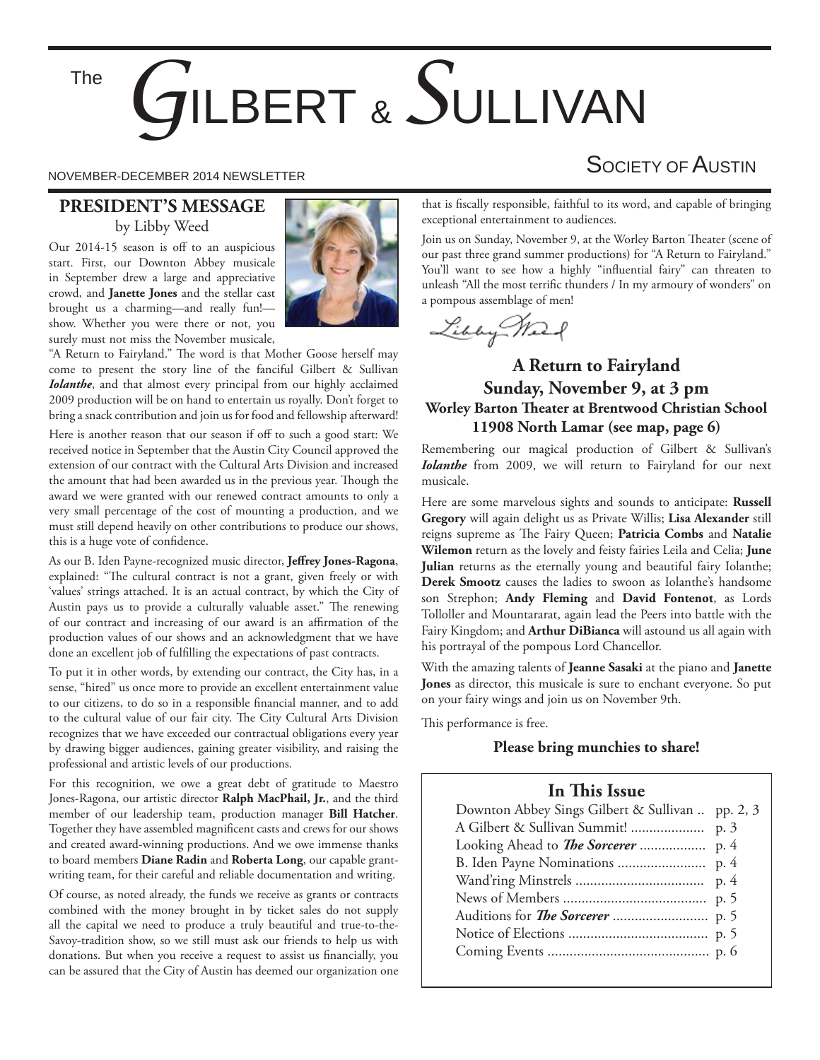# The GILBERT & SULLIVAN SOCIETY OF AUSTIN

NOVEMBER-DECEMBER 2014 NEWSLETTER

## PRESIDENT'S MESSAGE

by Libby Weed

Our 2014-15 season is off to an auspicious start. First, our Downton Abbey musicale in September drew a large and appreciative crowd, and **Janette Jones** and the stellar cast brought us a charming—and really fun!—show. Whether you were there or not, you surely must not miss the November musicale, "A Return to Fairyland." The word is that Mother Goose herself may come to present the story line of the fanciful Gilbert & Sullivan ***Iolanthe***, and that almost every principal from our highly acclaimed 2009 production will be on hand to entertain us royally. Don't forget to bring a snack contribution and join us for food and fellowship afterward!

Here is another reason that our season if off to such a good start: We received notice in September that the Austin City Council approved the extension of our contract with the Cultural Arts Division and increased the amount that had been awarded us in the previous year. Though the award we were granted with our renewed contract amounts to only a very small percentage of the cost of mounting a production, and we must still depend heavily on other contributions to produce our shows, this is a huge vote of confidence.

As our B. Iden Payne-recognized music director, **Jeffrey Jones-Ragona**, explained: "The cultural contract is not a grant, given freely or with 'values' strings attached. It is an actual contract, by which the City of Austin pays us to provide a culturally valuable asset." The renewing of our contract and increasing of our award is an affirmation of the production values of our shows and an acknowledgment that we have done an excellent job of fulfilling the expectations of past contracts.

To put it in other words, by extending our contract, the City has, in a sense, "hired" us once more to provide an excellent entertainment value to our citizens, to do so in a responsible financial manner, and to add to the cultural value of our fair city. The City Cultural Arts Division recognizes that we have exceeded our contractual obligations every year by drawing bigger audiences, gaining greater visibility, and raising the professional and artistic levels of our productions.

For this recognition, we owe a great debt of gratitude to Maestro Jones-Ragona, our artistic director **Ralph MacPhail, Jr.**, and the third member of our leadership team, production manager **Bill Hatcher**. Together they have assembled magnificent casts and crews for our shows and created award-winning productions. And we owe immense thanks to board members **Diane Radin** and **Roberta Long**, our capable grant-writing team, for their careful and reliable documentation and writing.

Of course, as noted already, the funds we receive as grants or contracts combined with the money brought in by ticket sales do not supply all the capital we need to produce a truly beautiful and true-to-the-Savoy-tradition show, so we still must ask our friends to help us with donations. But when you receive a request to assist us financially, you can be assured that the City of Austin has deemed our organization one that is fiscally responsible, faithful to its word, and capable of bringing exceptional entertainment to audiences.

Join us on Sunday, November 9, at the Worley Barton Theater (scene of our past three grand summer productions) for "A Return to Fairyland." You'll want to see how a highly "influential fairy" can threaten to unleash "All the most terrific thunders / In my armoury of wonders" on a pompous assemblage of men!

Libby Weed

## A Return to Fairyland
## Sunday, November 9, at 3 pm
### Worley Barton Theater at Brentwood Christian School
### 11908 North Lamar (see map, page 6)

Remembering our magical production of Gilbert & Sullivan's ***Iolanthe*** from 2009, we will return to Fairyland for our next musicale.

Here are some marvelous sights and sounds to anticipate: **Russell Gregory** will again delight us as Private Willis; **Lisa Alexander** still reigns supreme as The Fairy Queen; **Patricia Combs** and **Natalie Wilemon** return as the lovely and feisty fairies Leila and Celia; **June Julian** returns as the eternally young and beautiful fairy Iolanthe; **Derek Smootz** causes the ladies to swoon as Iolanthe's handsome son Strephon; **Andy Fleming** and **David Fontenot**, as Lords Tolloller and Mountararat, again lead the Peers into battle with the Fairy Kingdom; and **Arthur DiBianca** will astound us all again with his portrayal of the pompous Lord Chancellor.

With the amazing talents of **Jeanne Sasaki** at the piano and **Janette Jones** as director, this musicale is sure to enchant everyone. So put on your fairy wings and join us on November 9th.

This performance is free.

**Please bring munchies to share!**

## In This Issue

| | |
|---|---|
| Downton Abbey Sings Gilbert & Sullivan | pp. 2, 3 |
| A Gilbert & Sullivan Summit! | p. 3 |
| Looking Ahead to ***The Sorcerer*** | p. 4 |
| B. Iden Payne Nominations | p. 4 |
| Wand'ring Minstrels | p. 4 |
| News of Members | p. 5 |
| Auditions for ***The Sorcerer*** | p. 5 |
| Notice of Elections | p. 5 |
| Coming Events | p. 6 |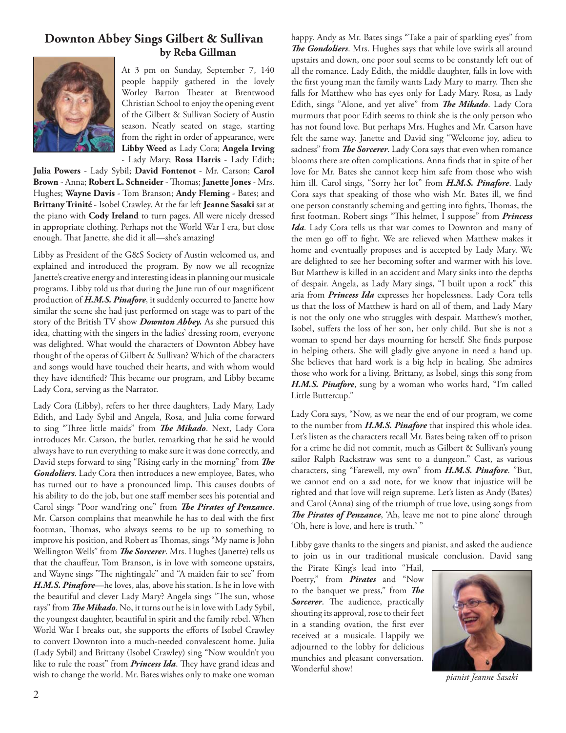## Downtown Abbey Sings Gilbert & Sullivan

**by Reba Gillman**

At 3 pm on Sunday, September 7, 140 people happily gathered in the lovely Worley Barton Theater at Brentwood Christian School to enjoy the opening event of the Gilbert & Sullivan Society of Austin season. Neatly seated on stage, starting from the right in order of appearance, were **Libby Weed** as Lady Cora; **Angela Irving** - Lady Mary; **Rosa Harris** - Lady Edith; **Julia Powers** - Lady Sybil; **David Fontenot** - Mr. Carson; **Carol Brown** - Anna; **Robert L. Schneider** - Thomas; **Janette Jones** - Mrs. Hughes; **Wayne Davis** - Tom Branson; **Andy Fleming** - Bates; and **Brittany Trinité** - Isobel Crawley. At the far left **Jeanne Sasaki** sat at the piano with **Cody Ireland** to turn pages. All were nicely dressed in appropriate clothing. Perhaps not the World War I era, but close enough. That Janette, she did it all—she's amazing!

Libby as President of the G&S Society of Austin welcomed us, and explained and introduced the program. By now we all recognize Janette's creative energy and interesting ideas in planning our musicale programs. Libby told us that during the June run of our magnificent production of ***H.M.S. Pinafore***, it suddenly occurred to Janette how similar the scene she had just performed on stage was to part of the story of the British TV show ***Downton Abbey.*** As she pursued this idea, chatting with the singers in the ladies' dressing room, everyone was delighted. What would the characters of Downton Abbey have thought of the operas of Gilbert & Sullivan? Which of the characters and songs would have touched their hearts, and with whom would they have identified? This became our program, and Libby became Lady Cora, serving as the Narrator.

Lady Cora (Libby), refers to her three daughters, Lady Mary, Lady Edith, and Lady Sybil and Angela, Rosa, and Julia come forward to sing "Three little maids" from ***The Mikado***. Next, Lady Cora introduces Mr. Carson, the butler, remarking that he said he would always have to run everything to make sure it was done correctly, and David steps forward to sing "Rising early in the morning" from ***The Gondoliers***. Lady Cora then introduces a new employee, Bates, who has turned out to have a pronounced limp. This causes doubts of his ability to do the job, but one staff member sees his potential and Carol sings "Poor wand'ring one" from ***The Pirates of Penzance***. Mr. Carson complains that meanwhile he has to deal with the first footman, Thomas, who always seems to be up to something to improve his position, and Robert as Thomas, sings "My name is John Wellington Wells" from ***The Sorcerer***. Mrs. Hughes (Janette) tells us that the chauffeur, Tom Branson, is in love with someone upstairs, and Wayne sings "The nightingale" and "A maiden fair to see" from ***H.M.S. Pinafore***—he loves, alas, above his station. Is he in love with the beautiful and clever Lady Mary? Angela sings "The sun, whose rays" from ***The Mikado***. No, it turns out he is in love with Lady Sybil, the youngest daughter, beautiful in spirit and the family rebel. When World War I breaks out, she supports the efforts of Isobel Crawley to convert Downton into a much-needed convalescent home. Julia (Lady Sybil) and Brittany (Isobel Crawley) sing "Now wouldn't you like to rule the roast" from ***Princess Ida***. They have grand ideas and wish to change the world. Mr. Bates wishes only to make one woman happy. Andy as Mr. Bates sings "Take a pair of sparkling eyes" from ***The Gondoliers***. Mrs. Hughes says that while love swirls all around upstairs and down, one poor soul seems to be constantly left out of all the romance. Lady Edith, the middle daughter, falls in love with the first young man the family wants Lady Mary to marry. Then she falls for Matthew who has eyes only for Lady Mary. Rosa, as Lady Edith, sings "Alone, and yet alive" from ***The Mikado***. Lady Cora murmurs that poor Edith seems to think she is the only person who has not found love. But perhaps Mrs. Hughes and Mr. Carson have felt the same way. Janette and David sing "Welcome joy, adieu to sadness" from ***The Sorcerer***. Lady Cora says that even when romance blooms there are often complications. Anna finds that in spite of her love for Mr. Bates she cannot keep him safe from those who wish him ill. Carol sings, "Sorry her lot" from ***H.M.S. Pinafore***. Lady Cora says that speaking of those who wish Mr. Bates ill, we find one person constantly scheming and getting into fights, Thomas, the first footman. Robert sings "This helmet, I suppose" from ***Princess Ida***. Lady Cora tells us that war comes to Downton and many of the men go off to fight. We are relieved when Matthew makes it home and eventually proposes and is accepted by Lady Mary. We are delighted to see her becoming softer and warmer with his love. But Matthew is killed in an accident and Mary sinks into the depths of despair. Angela, as Lady Mary sings, "I built upon a rock" this aria from ***Princess Ida*** expresses her hopelessness. Lady Cora tells us that the loss of Matthew is hard on all of them, and Lady Mary is not the only one who struggles with despair. Matthew's mother, Isobel, suffers the loss of her son, her only child. But she is not a woman to spend her days mourning for herself. She finds purpose in helping others. She will gladly give anyone in need a hand up. She believes that hard work is a big help in healing. She admires those who work for a living. Brittany, as Isobel, sings this song from ***H.M.S. Pinafore***, sung by a woman who works hard, "I'm called Little Buttercup."

Lady Cora says, "Now, as we near the end of our program, we come to the number from ***H.M.S. Pinafore*** that inspired this whole idea. Let's listen as the characters recall Mr. Bates being taken off to prison for a crime he did not commit, much as Gilbert & Sullivan's young sailor Ralph Rackstraw was sent to a dungeon." Cast, as various characters, sing "Farewell, my own" from ***H.M.S. Pinafore***. "But, we cannot end on a sad note, for we know that injustice will be righted and that love will reign supreme. Let's listen as Andy (Bates) and Carol (Anna) sing of the triumph of true love, using songs from ***The Pirates of Penzance***, 'Ah, leave me not to pine alone' through 'Oh, here is love, and here is truth.' "

Libby gave thanks to the singers and pianist, and asked the audience to join us in our traditional musicale conclusion. David sang the Pirate King's lead into "Hail, Poetry," from ***Pirates*** and "Now to the banquet we press," from ***The Sorcerer***. The audience, practically shouting its approval, rose to their feet in a standing ovation, the first ever received at a musicale. Happily we adjourned to the lobby for delicious munchies and pleasant conversation. Wonderful show!

*pianist Jeanne Sasaki*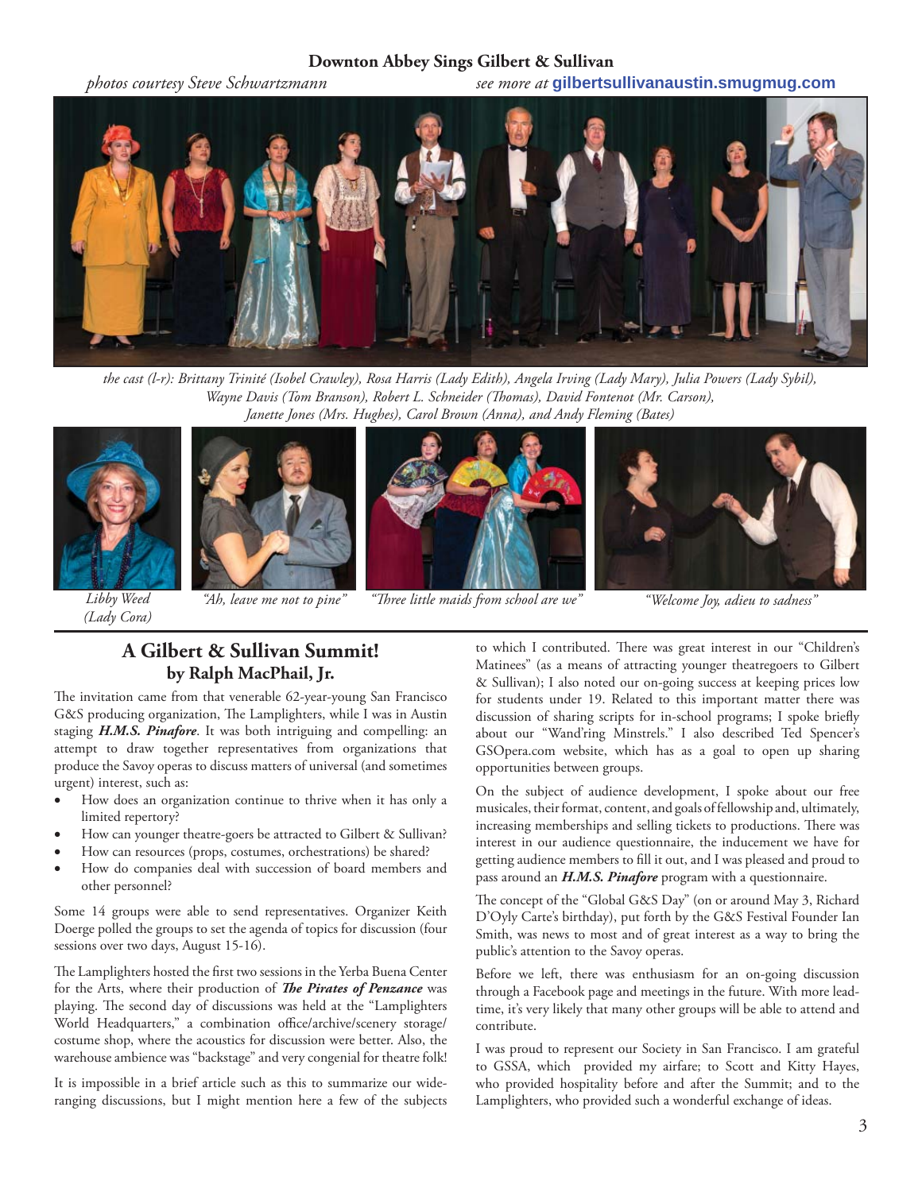### Downton Abbey Sings Gilbert & Sullivan

*photos courtesy Steve Schwartzmann* *see more at* **gilbertsullivanaustin.smugmug.com**

*the cast (l-r): Brittany Trinité (Isobel Crawley), Rosa Harris (Lady Edith), Angela Irving (Lady Mary), Julia Powers (Lady Sybil), Wayne Davis (Tom Branson), Robert L. Schneider (Thomas), David Fontenot (Mr. Carson), Janette Jones (Mrs. Hughes), Carol Brown (Anna), and Andy Fleming (Bates)*

*Libby Weed (Lady Cora)*

*"Ah, leave me not to pine"*

*"Three little maids from school are we"*

*"Welcome Joy, adieu to sadness"*

## A Gilbert & Sullivan Summit!
### by Ralph MacPhail, Jr.

The invitation came from that venerable 62-year-young San Francisco G&S producing organization, The Lamplighters, while I was in Austin staging ***H.M.S. Pinafore***. It was both intriguing and compelling: an attempt to draw together representatives from organizations that produce the Savoy operas to discuss matters of universal (and sometimes urgent) interest, such as:

- How does an organization continue to thrive when it has only a limited repertory?
- How can younger theatre-goers be attracted to Gilbert & Sullivan?
- How can resources (props, costumes, orchestrations) be shared?
- How do companies deal with succession of board members and other personnel?

Some 14 groups were able to send representatives. Organizer Keith Doerge polled the groups to set the agenda of topics for discussion (four sessions over two days, August 15-16).

The Lamplighters hosted the first two sessions in the Yerba Buena Center for the Arts, where their production of ***The Pirates of Penzance*** was playing. The second day of discussions was held at the "Lamplighters World Headquarters," a combination office/archive/scenery storage/costume shop, where the acoustics for discussion were better. Also, the warehouse ambience was "backstage" and very congenial for theatre folk!

It is impossible in a brief article such as this to summarize our wide-ranging discussions, but I might mention here a few of the subjects to which I contributed. There was great interest in our "Children's Matinees" (as a means of attracting younger theatregoers to Gilbert & Sullivan); I also noted our on-going success at keeping prices low for students under 19. Related to this important matter there was discussion of sharing scripts for in-school programs; I spoke briefly about our "Wand'ring Minstrels." I also described Ted Spencer's GSOpera.com website, which has as a goal to open up sharing opportunities between groups.

On the subject of audience development, I spoke about our free musicales, their format, content, and goals of fellowship and, ultimately, increasing memberships and selling tickets to productions. There was interest in our audience questionnaire, the inducement we have for getting audience members to fill it out, and I was pleased and proud to pass around an ***H.M.S. Pinafore*** program with a questionnaire.

The concept of the "Global G&S Day" (on or around May 3, Richard D'Oyly Carte's birthday), put forth by the G&S Festival Founder Ian Smith, was news to most and of great interest as a way to bring the public's attention to the Savoy operas.

Before we left, there was enthusiasm for an on-going discussion through a Facebook page and meetings in the future. With more lead-time, it's very likely that many other groups will be able to attend and contribute.

I was proud to represent our Society in San Francisco. I am grateful to GSSA, which provided my airfare; to Scott and Kitty Hayes, who provided hospitality before and after the Summit; and to the Lamplighters, who provided such a wonderful exchange of ideas.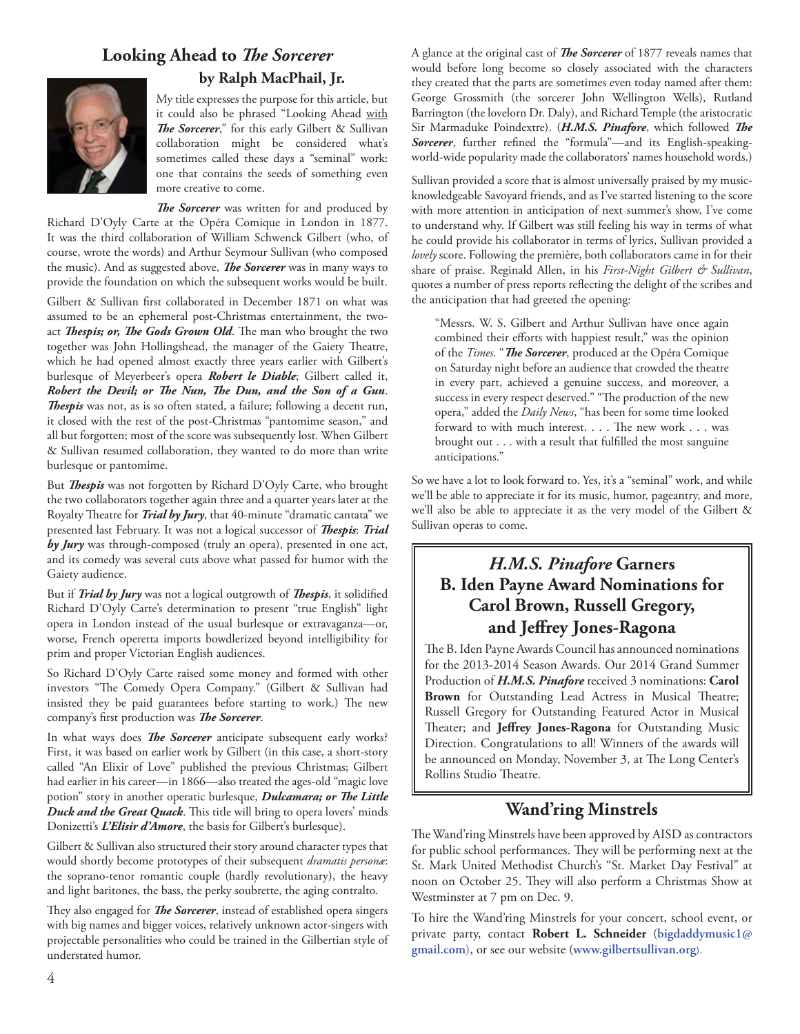## Looking Ahead to *The Sorcerer*

### by Ralph MacPhail, Jr.

My title expresses the purpose for this article, but it could also be phrased "Looking Ahead with ***The Sorcerer***," for this early Gilbert & Sullivan collaboration might be considered what's sometimes called these days a "seminal" work: one that contains the seeds of something even more creative to come.

***The Sorcerer*** was written for and produced by Richard D'Oyly Carte at the Opéra Comique in London in 1877. It was the third collaboration of William Schwenck Gilbert (who, of course, wrote the words) and Arthur Seymour Sullivan (who composed the music). And as suggested above, ***The Sorcerer*** was in many ways to provide the foundation on which the subsequent works would be built.

Gilbert & Sullivan first collaborated in December 1871 on what was assumed to be an ephemeral post-Christmas entertainment, the two-act ***Thespis; or, The Gods Grown Old***. The man who brought the two together was John Hollingshead, the manager of the Gaiety Theatre, which he had opened almost exactly three years earlier with Gilbert's burlesque of Meyerbeer's opera ***Robert le Diable***; Gilbert called it, ***Robert the Devil; or The Nun, The Dun, and the Son of a Gun***. ***Thespis*** was not, as is so often stated, a failure; following a decent run, it closed with the rest of the post-Christmas "pantomime season," and all but forgotten; most of the score was subsequently lost. When Gilbert & Sullivan resumed collaboration, they wanted to do more than write burlesque or pantomime.

But ***Thespis*** was not forgotten by Richard D'Oyly Carte, who brought the two collaborators together again three and a quarter years later at the Royalty Theatre for ***Trial by Jury***, that 40-minute "dramatic cantata" we presented last February. It was not a logical successor of ***Thespis***: ***Trial by Jury*** was through-composed (truly an opera), presented in one act, and its comedy was several cuts above what passed for humor with the Gaiety audience.

But if ***Trial by Jury*** was not a logical outgrowth of ***Thespis***, it solidified Richard D'Oyly Carte's determination to present "true English" light opera in London instead of the usual burlesque or extravaganza—or, worse, French operetta imports bowdlerized beyond intelligibility for prim and proper Victorian English audiences.

So Richard D'Oyly Carte raised some money and formed with other investors "The Comedy Opera Company." (Gilbert & Sullivan had insisted they be paid guarantees before starting to work.) The new company's first production was ***The Sorcerer***.

In what ways does ***The Sorcerer*** anticipate subsequent early works? First, it was based on earlier work by Gilbert (in this case, a short-story called "An Elixir of Love" published the previous Christmas; Gilbert had earlier in his career—in 1866—also treated the ages-old "magic love potion" story in another operatic burlesque, ***Dulcamara; or The Little Duck and the Great Quack***. This title will bring to opera lovers' minds Donizetti's ***L'Elisir d'Amore***, the basis for Gilbert's burlesque).

Gilbert & Sullivan also structured their story around character types that would shortly become prototypes of their subsequent *dramatis personæ*: the soprano-tenor romantic couple (hardly revolutionary), the heavy and light baritones, the bass, the perky soubrette, the aging contralto.

They also engaged for ***The Sorcerer***, instead of established opera singers with big names and bigger voices, relatively unknown actor-singers with projectable personalities who could be trained in the Gilbertian style of understated humor.

A glance at the original cast of ***The Sorcerer*** of 1877 reveals names that would before long become so closely associated with the characters they created that the parts are sometimes even today named after them: George Grossmith (the sorcerer John Wellington Wells), Rutland Barrington (the lovelorn Dr. Daly), and Richard Temple (the aristocratic Sir Marmaduke Poindextre). (***H.M.S. Pinafore***, which followed ***The Sorcerer***, further refined the "formula"—and its English-speaking-world-wide popularity made the collaborators' names household words.)

Sullivan provided a score that is almost universally praised by my music-knowledgeable Savoyard friends, and as I've started listening to the score with more attention in anticipation of next summer's show, I've come to understand why. If Gilbert was still feeling his way in terms of what he could provide his collaborator in terms of lyrics, Sullivan provided a *lovely* score. Following the première, both collaborators came in for their share of praise. Reginald Allen, in his *First-Night Gilbert & Sullivan*, quotes a number of press reports reflecting the delight of the scribes and the anticipation that had greeted the opening:

> "Messrs. W. S. Gilbert and Arthur Sullivan have once again combined their efforts with happiest result," was the opinion of the *Times*. "***The Sorcerer***, produced at the Opéra Comique on Saturday night before an audience that crowded the theatre in every part, achieved a genuine success, and moreover, a success in every respect deserved." "The production of the new opera," added the *Daily News*, "has been for some time looked forward to with much interest. . . . The new work . . . was brought out . . . with a result that fulfilled the most sanguine anticipations."

So we have a lot to look forward to. Yes, it's a "seminal" work, and while we'll be able to appreciate it for its music, humor, pageantry, and more, we'll also be able to appreciate it as the very model of the Gilbert & Sullivan operas to come.

## *H.M.S. Pinafore* Garners B. Iden Payne Award Nominations for Carol Brown, Russell Gregory, and Jeffrey Jones-Ragona

The B. Iden Payne Awards Council has announced nominations for the 2013-2014 Season Awards. Our 2014 Grand Summer Production of ***H.M.S. Pinafore*** received 3 nominations: **Carol Brown** for Outstanding Lead Actress in Musical Theatre; Russell Gregory for Outstanding Featured Actor in Musical Theater; and **Jeffrey Jones-Ragona** for Outstanding Music Direction. Congratulations to all! Winners of the awards will be announced on Monday, November 3, at The Long Center's Rollins Studio Theatre.

## Wand'ring Minstrels

The Wand'ring Minstrels have been approved by AISD as contractors for public school performances. They will be performing next at the St. Mark United Methodist Church's "St. Market Day Festival" at noon on October 25. They will also perform a Christmas Show at Westminster at 7 pm on Dec. 9.

To hire the Wand'ring Minstrels for your concert, school event, or private party, contact **Robert L. Schneider** (**bigdaddymusic1@gmail.com**), or see our website (**www.gilbertsullivan.org**).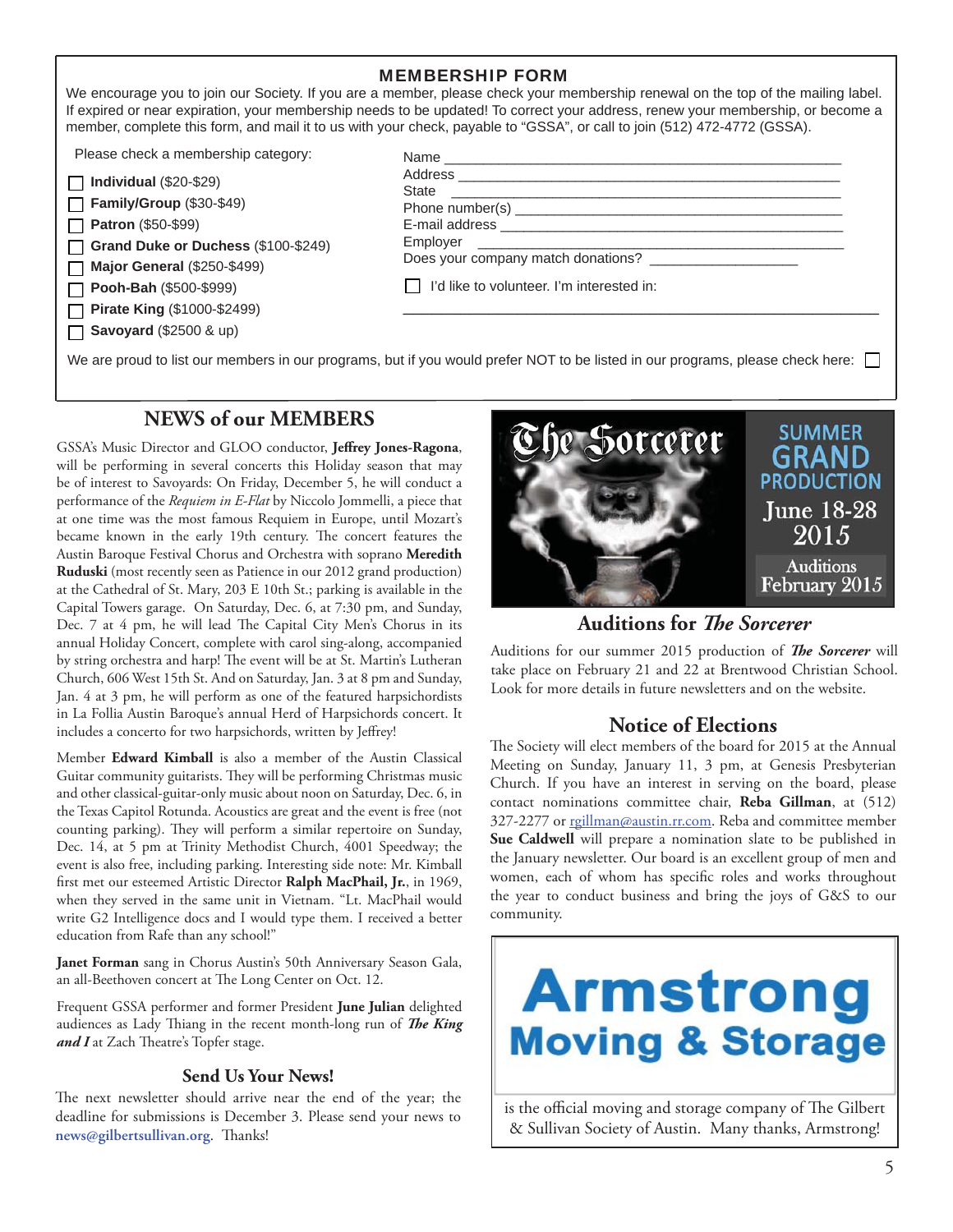## MEMBERSHIP FORM

We encourage you to join our Society. If you are a member, please check your membership renewal on the top of the mailing label. If expired or near expiration, your membership needs to be updated! To correct your address, renew your membership, or become a member, complete this form, and mail it to us with your check, payable to "GSSA", or call to join (512) 472-4772 (GSSA).

Please check a membership category:

- ☐ **Individual** ($20-$29)
- ☐ **Family/Group** ($30-$49)
- ☐ **Patron** ($50-$99)
- ☐ **Grand Duke or Duchess** ($100-$249)
- ☐ **Major General** ($250-$499)
- ☐ **Pooh-Bah** ($500-$999)
- ☐ **Pirate King** ($1000-$2499)
- ☐ **Savoyard** ($2500 & up)

Name ______________________________

Address ______________________________

State ______________________________

Phone number(s) ______________________________

E-mail address ______________________________

Employer ______________________________

Does your company match donations? ______________

☐ I'd like to volunteer. I'm interested in:

______________________________

We are proud to list our members in our programs, but if you would prefer NOT to be listed in our programs, please check here: ☐

## NEWS of our MEMBERS

GSSA's Music Director and GLOO conductor, **Jeffrey Jones-Ragona**, will be performing in several concerts this Holiday season that may be of interest to Savoyards: On Friday, December 5, he will conduct a performance of the *Requiem in E-Flat* by Niccolo Jommelli, a piece that at one time was the most famous Requiem in Europe, until Mozart's became known in the early 19th century. The concert features the Austin Baroque Festival Chorus and Orchestra with soprano **Meredith Ruduski** (most recently seen as Patience in our 2012 grand production) at the Cathedral of St. Mary, 203 E 10th St.; parking is available in the Capital Towers garage. On Saturday, Dec. 6, at 7:30 pm, and Sunday, Dec. 7 at 4 pm, he will lead The Capital City Men's Chorus in its annual Holiday Concert, complete with carol sing-along, accompanied by string orchestra and harp! The event will be at St. Martin's Lutheran Church, 606 West 15th St. And on Saturday, Jan. 3 at 8 pm and Sunday, Jan. 4 at 3 pm, he will perform as one of the featured harpsichordists in La Follia Austin Baroque's annual Herd of Harpsichords concert. It includes a concerto for two harpsichords, written by Jeffrey!

Member **Edward Kimball** is also a member of the Austin Classical Guitar community guitarists. They will be performing Christmas music and other classical-guitar-only music about noon on Saturday, Dec. 6, in the Texas Capitol Rotunda. Acoustics are great and the event is free (not counting parking). They will perform a similar repertoire on Sunday, Dec. 14, at 5 pm at Trinity Methodist Church, 4001 Speedway; the event is also free, including parking. Interesting side note: Mr. Kimball first met our esteemed Artistic Director **Ralph MacPhail, Jr.**, in 1969, when they served in the same unit in Vietnam. "Lt. MacPhail would write G2 Intelligence docs and I would type them. I received a better education from Rafe than any school!"

**Janet Forman** sang in Chorus Austin's 50th Anniversary Season Gala, an all-Beethoven concert at The Long Center on Oct. 12.

Frequent GSSA performer and former President **June Julian** delighted audiences as Lady Thiang in the recent month-long run of ***The King and I*** at Zach Theatre's Topfer stage.

### Send Us Your News!

The next newsletter should arrive near the end of the year; the deadline for submissions is December 3. Please send your news to **news@gilbertsullivan.org**. Thanks!

The Sorcerer — SUMMER GRAND PRODUCTION — June 18-28 2015 — Auditions February 2015

### Auditions for *The Sorcerer*

Auditions for our summer 2015 production of ***The Sorcerer*** will take place on February 21 and 22 at Brentwood Christian School. Look for more details in future newsletters and on the website.

### Notice of Elections

The Society will elect members of the board for 2015 at the Annual Meeting on Sunday, January 11, 3 pm, at Genesis Presbyterian Church. If you have an interest in serving on the board, please contact nominations committee chair, **Reba Gillman**, at (512) 327-2277 or rgillman@austin.rr.com. Reba and committee member **Sue Caldwell** will prepare a nomination slate to be published in the January newsletter. Our board is an excellent group of men and women, each of whom has specific roles and works throughout the year to conduct business and bring the joys of G&S to our community.

**Armstrong Moving & Storage**

is the official moving and storage company of The Gilbert & Sullivan Society of Austin. Many thanks, Armstrong!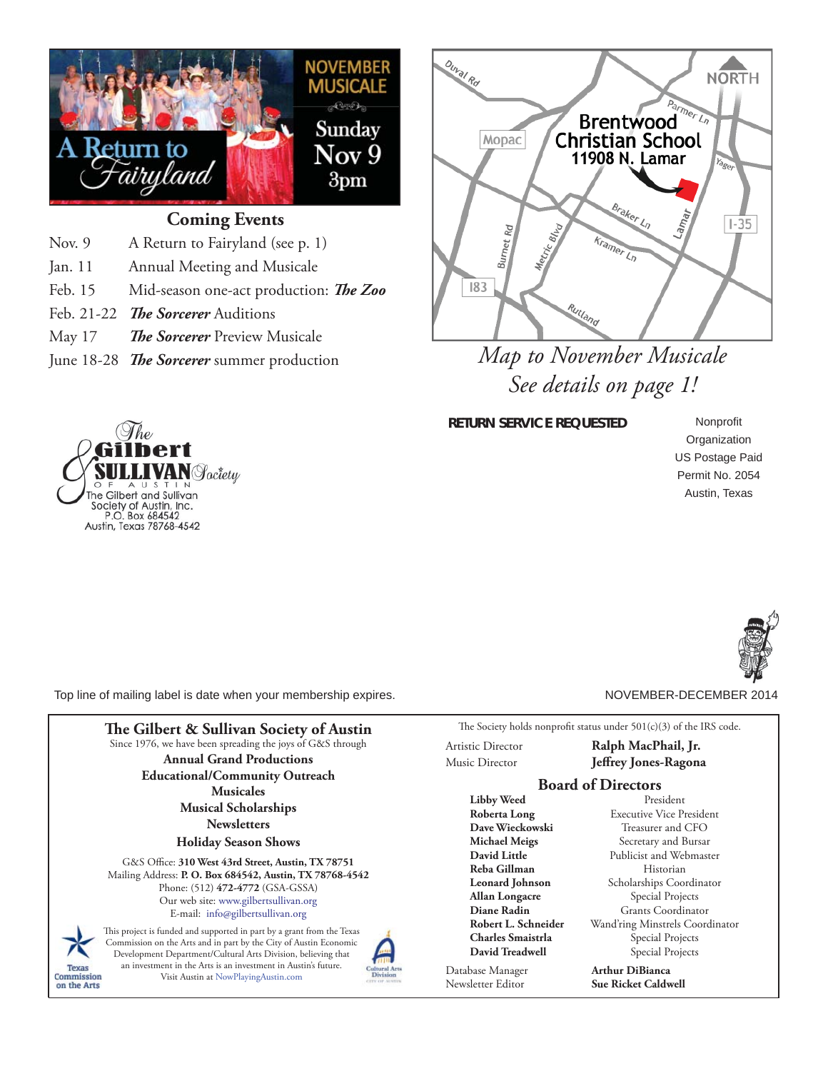NOVEMBER MUSICALE

A Return to Fairyland

Sunday Nov 9 3pm

## Coming Events

| | |
|---|---|
| Nov. 9 | A Return to Fairyland (see p. 1) |
| Jan. 11 | Annual Meeting and Musicale |
| Feb. 15 | Mid-season one-act production: ***The Zoo*** |
| Feb. 21-22 | ***The Sorcerer*** Auditions |
| May 17 | ***The Sorcerer*** Preview Musicale |
| June 18-28 | ***The Sorcerer*** summer production |

Duval Rd
NORTH
Parmer Ln
Mopac
Brentwood Christian School
11908 N. Lamar
Yager
Braker Ln
Lamar
I-35
Burnet Rd
Metric Blvd
Kramer Ln
183
Rutland

*Map to November Musicale*
*See details on page 1!*

The Gilbert & Sullivan Society of Austin
The Gilbert and Sullivan Society of Austin, Inc.
P.O. Box 684542
Austin, Texas 78768-4542

**RETURN SERVICE REQUESTED**

Nonprofit Organization
US Postage Paid
Permit No. 2054
Austin, Texas

Top line of mailing label is date when your membership expires.

NOVEMBER-DECEMBER 2014

## The Gilbert & Sullivan Society of Austin

Since 1976, we have been spreading the joys of G&S through

**Annual Grand Productions**
**Educational/Community Outreach**
**Musicales**
**Musical Scholarships**
**Newsletters**
**Holiday Season Shows**

G&S Office: **310 West 43rd Street, Austin, TX 78751**
Mailing Address: **P. O. Box 684542, Austin, TX 78768-4542**
Phone: (512) **472-4772** (GSA-GSSA)
Our web site: www.gilbertsullivan.org
E-mail: info@gilbertsullivan.org

This project is funded and supported in part by a grant from the Texas Commission on the Arts and in part by the City of Austin Economic Development Department/Cultural Arts Division, believing that an investment in the Arts is an investment in Austin's future. Visit Austin at NowPlayingAustin.com

Texas Commission on the Arts

Cultural Arts Division

The Society holds nonprofit status under 501(c)(3) of the IRS code.

| | |
|---|---|
| Artistic Director | **Ralph MacPhail, Jr.** |
| Music Director | **Jeffrey Jones-Ragona** |

### Board of Directors

| | |
|---|---|
| **Libby Weed** | President |
| **Roberta Long** | Executive Vice President |
| **Dave Wieckowski** | Treasurer and CFO |
| **Michael Meigs** | Secretary and Bursar |
| **David Little** | Publicist and Webmaster |
| **Reba Gillman** | Historian |
| **Leonard Johnson** | Scholarships Coordinator |
| **Allan Longacre** | Special Projects |
| **Diane Radin** | Grants Coordinator |
| **Robert L. Schneider** | Wand'ring Minstrels Coordinator |
| **Charles Smaistrla** | Special Projects |
| **David Treadwell** | Special Projects |

| | |
|---|---|
| Database Manager | **Arthur DiBianca** |
| Newsletter Editor | **Sue Ricket Caldwell** |